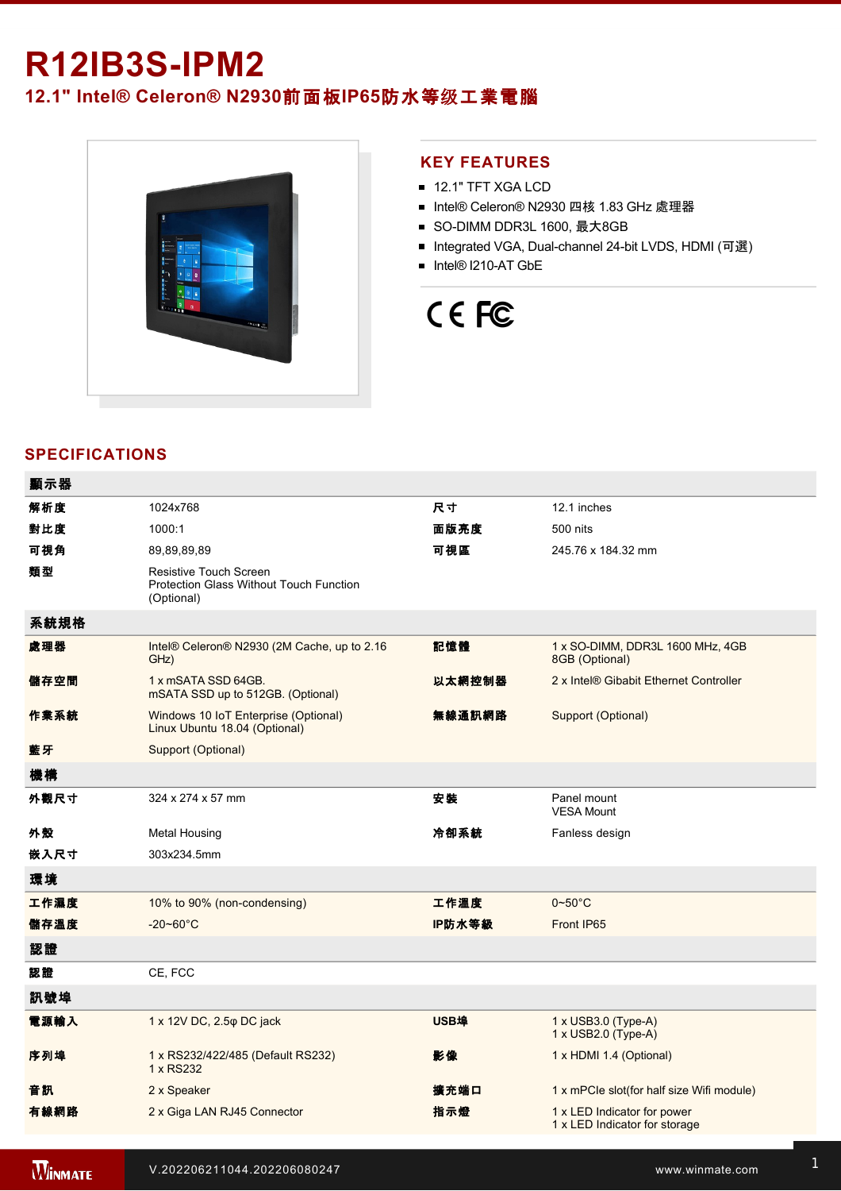# R12IB3S-IPM2

## 12.1" Intel® Celeron® N2930前面板IP65防水等级工業電腦

## KEY FEATURES

- 12.1" TFT XGA LCD
- Intel® Celeron® N2930 四核 1.83 GHz 處理器
- SO-DIMM DDR3L 1600, 最大8GB
- Integrated VGA, Dual-channel 24-bit LVDS, HDMI (可選)
- Intel® I210-AT GbE

## SPECIFICATIONS

| 顯示器 | | | |
|---|---|---|---|
| 解析度 | 1024x768 | 尺寸 | 12.1 inches |
| 對比度 | 1000:1 | 面版亮度 | 500 nits |
| 可視角 | 89,89,89,89 | 可視區 | 245.76 x 184.32 mm |
| 類型 | Resistive Touch Screen<br>Protection Glass Without Touch Function (Optional) | | |
| **系統規格** | | | |
| 處理器 | Intel® Celeron® N2930 (2M Cache, up to 2.16 GHz) | 記憶體 | 1 x SO-DIMM, DDR3L 1600 MHz, 4GB<br>8GB (Optional) |
| 儲存空間 | 1 x mSATA SSD 64GB.<br>mSATA SSD up to 512GB. (Optional) | 以太網控制器 | 2 x Intel® Gibabit Ethernet Controller |
| 作業系統 | Windows 10 IoT Enterprise (Optional)<br>Linux Ubuntu 18.04 (Optional) | 無線通訊網路 | Support (Optional) |
| 藍牙 | Support (Optional) | | |
| **機構** | | | |
| 外觀尺寸 | 324 x 274 x 57 mm | 安裝 | Panel mount<br>VESA Mount |
| 外殼 | Metal Housing | 冷卻系統 | Fanless design |
| 嵌入尺寸 | 303x234.5mm | | |
| **環境** | | | |
| 工作濕度 | 10% to 90% (non-condensing) | 工作溫度 | 0~50°C |
| 儲存溫度 | -20~60°C | IP防水等級 | Front IP65 |
| **認證** | | | |
| 認證 | CE, FCC | | |
| **訊號埠** | | | |
| 電源輸入 | 1 x 12V DC, 2.5φ DC jack | USB埠 | 1 x USB3.0 (Type-A)<br>1 x USB2.0 (Type-A) |
| 序列埠 | 1 x RS232/422/485 (Default RS232)<br>1 x RS232 | 影像 | 1 x HDMI 1.4 (Optional) |
| 音訊 | 2 x Speaker | 擴充端口 | 1 x mPCIe slot(for half size Wifi module) |
| 有線網路 | 2 x Giga LAN RJ45 Connector | 指示燈 | 1 x LED Indicator for power<br>1 x LED Indicator for storage |

V.202206211044.202206080247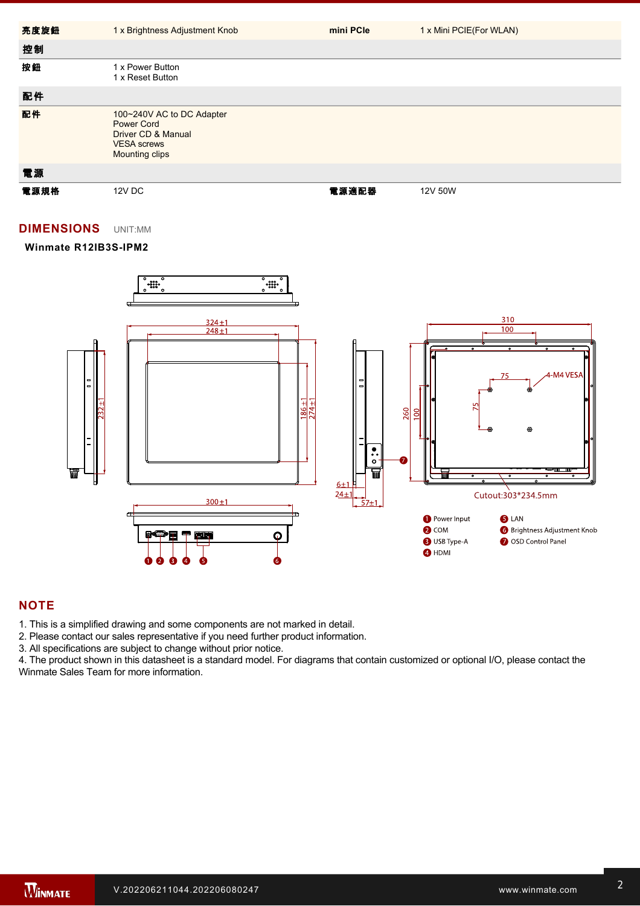| | | | |
|---|---|---|---|
| 亮度旋鈕 | 1 x Brightness Adjustment Knob | mini PCIe | 1 x Mini PCIE(For WLAN) |
| **控制** | | | |
| 按鈕 | 1 x Power Button<br>1 x Reset Button | | |
| **配件** | | | |
| 配件 | 100~240V AC to DC Adapter<br>Power Cord<br>Driver CD & Manual<br>VESA screws<br>Mounting clips | | |
| **電源** | | | |
| 電源規格 | 12V DC | 電源適配器 | 12V 50W |

## DIMENSIONS UNIT:MM

**Winmate R12IB3S-IPM2**

324±1
248±1
232±1
186±1
274±1
300±1
310
100
75
4-M4 VESA
75
260
100
6±1
24±1
57±1
Cutout:303*234.5mm

1 Power Input
2 COM
3 USB Type-A
4 HDMI
5 LAN
6 Brightness Adjustment Knob
7 OSD Control Panel

## NOTE

1. This is a simplified drawing and some components are not marked in detail.
2. Please contact our sales representative if you need further product information.
3. All specifications are subject to change without prior notice.
4. The product shown in this datasheet is a standard model. For diagrams that contain customized or optional I/O, please contact the Winmate Sales Team for more information.